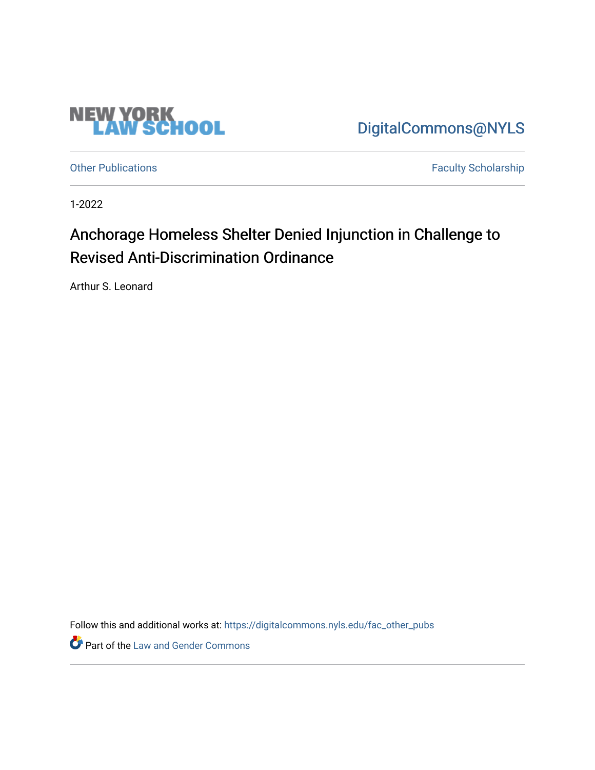NEW YORK LAW SCHOOL

DigitalCommons@NYLS

Other Publications

Faculty Scholarship

1-2022

# Anchorage Homeless Shelter Denied Injunction in Challenge to Revised Anti-Discrimination Ordinance

Arthur S. Leonard

Follow this and additional works at: https://digitalcommons.nyls.edu/fac_other_pubs

Part of the Law and Gender Commons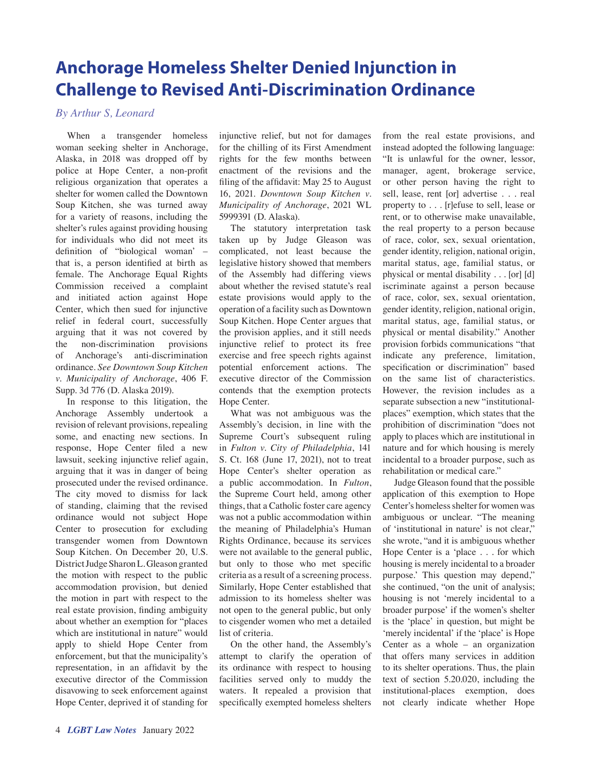# Anchorage Homeless Shelter Denied Injunction in Challenge to Revised Anti-Discrimination Ordinance

*By Arthur S, Leonard*

When a transgender homeless woman seeking shelter in Anchorage, Alaska, in 2018 was dropped off by police at Hope Center, a non-profit religious organization that operates a shelter for women called the Downtown Soup Kitchen, she was turned away for a variety of reasons, including the shelter's rules against providing housing for individuals who did not meet its definition of "biological woman' – that is, a person identified at birth as female. The Anchorage Equal Rights Commission received a complaint and initiated action against Hope Center, which then sued for injunctive relief in federal court, successfully arguing that it was not covered by the non-discrimination provisions of Anchorage's anti-discrimination ordinance. *See Downtown Soup Kitchen v. Municipality of Anchorage*, 406 F. Supp. 3d 776 (D. Alaska 2019).

In response to this litigation, the Anchorage Assembly undertook a revision of relevant provisions, repealing some, and enacting new sections. In response, Hope Center filed a new lawsuit, seeking injunctive relief again, arguing that it was in danger of being prosecuted under the revised ordinance. The city moved to dismiss for lack of standing, claiming that the revised ordinance would not subject Hope Center to prosecution for excluding transgender women from Downtown Soup Kitchen. On December 20, U.S. District Judge Sharon L. Gleason granted the motion with respect to the public accommodation provision, but denied the motion in part with respect to the real estate provision, finding ambiguity about whether an exemption for "places which are institutional in nature" would apply to shield Hope Center from enforcement, but that the municipality's representation, in an affidavit by the executive director of the Commission disavowing to seek enforcement against Hope Center, deprived it of standing for injunctive relief, but not for damages for the chilling of its First Amendment rights for the few months between enactment of the revisions and the filing of the affidavit: May 25 to August 16, 2021. *Downtown Soup Kitchen v. Municipality of Anchorage*, 2021 WL 5999391 (D. Alaska).

The statutory interpretation task taken up by Judge Gleason was complicated, not least because the legislative history showed that members of the Assembly had differing views about whether the revised statute's real estate provisions would apply to the operation of a facility such as Downtown Soup Kitchen. Hope Center argues that the provision applies, and it still needs injunctive relief to protect its free exercise and free speech rights against potential enforcement actions. The executive director of the Commission contends that the exemption protects Hope Center.

What was not ambiguous was the Assembly's decision, in line with the Supreme Court's subsequent ruling in *Fulton v. City of Philadelphia*, 141 S. Ct. 168 (June 17, 2021), not to treat Hope Center's shelter operation as a public accommodation. In *Fulton*, the Supreme Court held, among other things, that a Catholic foster care agency was not a public accommodation within the meaning of Philadelphia's Human Rights Ordinance, because its services were not available to the general public, but only to those who met specific criteria as a result of a screening process. Similarly, Hope Center established that admission to its homeless shelter was not open to the general public, but only to cisgender women who met a detailed list of criteria.

On the other hand, the Assembly's attempt to clarify the operation of its ordinance with respect to housing facilities served only to muddy the waters. It repealed a provision that specifically exempted homeless shelters from the real estate provisions, and instead adopted the following language: "It is unlawful for the owner, lessor, manager, agent, brokerage service, or other person having the right to sell, lease, rent [or] advertise . . . real property to . . . [r]efuse to sell, lease or rent, or to otherwise make unavailable, the real property to a person because of race, color, sex, sexual orientation, gender identity, religion, national origin, marital status, age, familial status, or physical or mental disability . . . [or] [d]iscriminate against a person because of race, color, sex, sexual orientation, gender identity, religion, national origin, marital status, age, familial status, or physical or mental disability." Another provision forbids communications "that indicate any preference, limitation, specification or discrimination" based on the same list of characteristics. However, the revision includes as a separate subsection a new "institutional-places" exemption, which states that the prohibition of discrimination "does not apply to places which are institutional in nature and for which housing is merely incidental to a broader purpose, such as rehabilitation or medical care."

Judge Gleason found that the possible application of this exemption to Hope Center's homeless shelter for women was ambiguous or unclear. "The meaning of 'institutional in nature' is not clear," she wrote, "and it is ambiguous whether Hope Center is a 'place . . . for which housing is merely incidental to a broader purpose.' This question may depend," she continued, "on the unit of analysis; housing is not 'merely incidental to a broader purpose' if the women's shelter is the 'place' in question, but might be 'merely incidental' if the 'place' is Hope Center as a whole – an organization that offers many services in addition to its shelter operations. Thus, the plain text of section 5.20.020, including the institutional-places exemption, does not clearly indicate whether Hope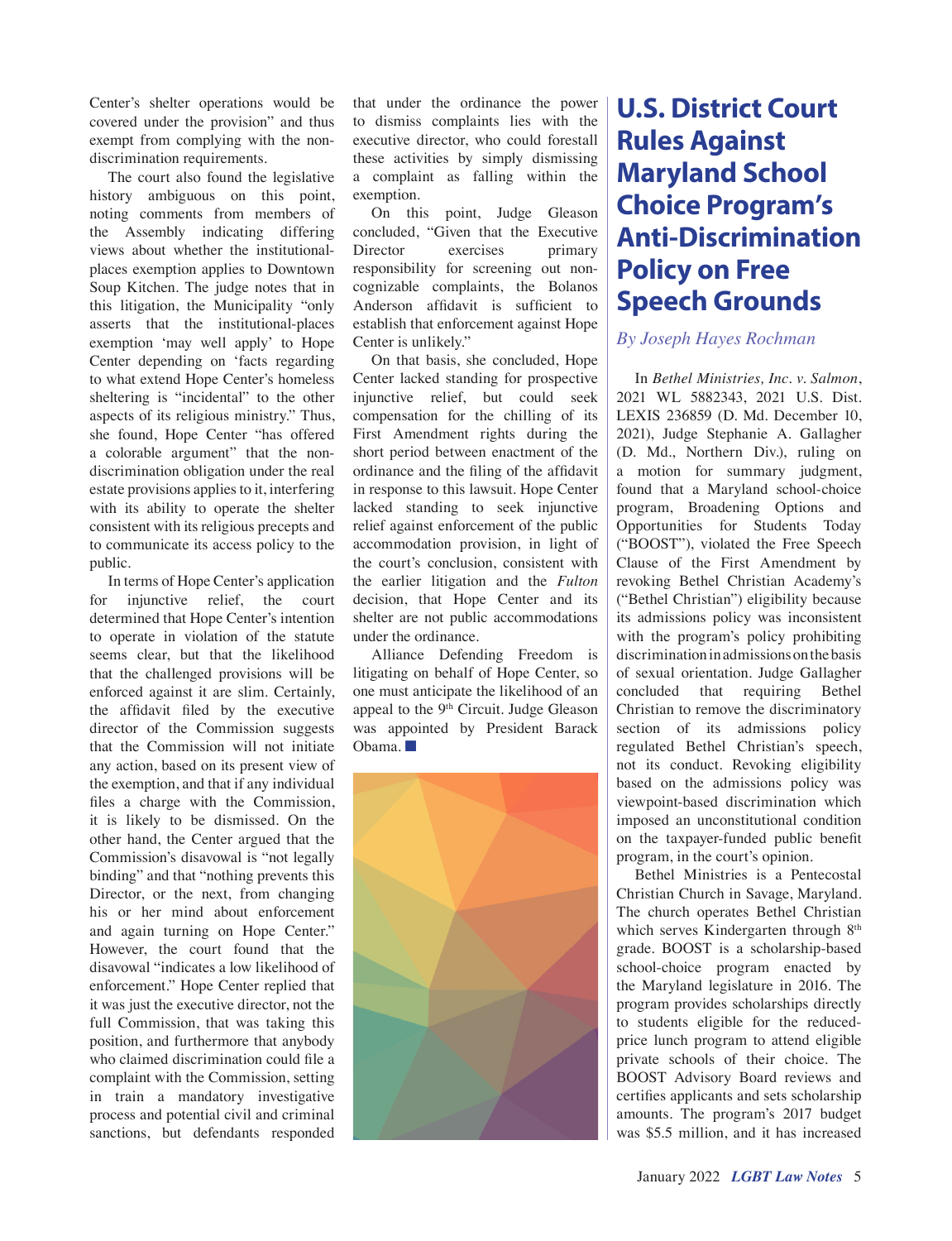Center's shelter operations would be covered under the provision" and thus exempt from complying with the non-discrimination requirements.

The court also found the legislative history ambiguous on this point, noting comments from members of the Assembly indicating differing views about whether the institutional-places exemption applies to Downtown Soup Kitchen. The judge notes that in this litigation, the Municipality "only asserts that the institutional-places exemption 'may well apply' to Hope Center depending on 'facts regarding to what extend Hope Center's homeless sheltering is "incidental" to the other aspects of its religious ministry." Thus, she found, Hope Center "has offered a colorable argument" that the non-discrimination obligation under the real estate provisions applies to it, interfering with its ability to operate the shelter consistent with its religious precepts and to communicate its access policy to the public.

In terms of Hope Center's application for injunctive relief, the court determined that Hope Center's intention to operate in violation of the statute seems clear, but that the likelihood that the challenged provisions will be enforced against it are slim. Certainly, the affidavit filed by the executive director of the Commission suggests that the Commission will not initiate any action, based on its present view of the exemption, and that if any individual files a charge with the Commission, it is likely to be dismissed. On the other hand, the Center argued that the Commission's disavowal is "not legally binding" and that "nothing prevents this Director, or the next, from changing his or her mind about enforcement and again turning on Hope Center." However, the court found that the disavowal "indicates a low likelihood of enforcement." Hope Center replied that it was just the executive director, not the full Commission, that was taking this position, and furthermore that anybody who claimed discrimination could file a complaint with the Commission, setting in train a mandatory investigative process and potential civil and criminal sanctions, but defendants responded that under the ordinance the power to dismiss complaints lies with the executive director, who could forestall these activities by simply dismissing a complaint as falling within the exemption.

On this point, Judge Gleason concluded, "Given that the Executive Director exercises primary responsibility for screening out non-cognizable complaints, the Bolanos Anderson affidavit is sufficient to establish that enforcement against Hope Center is unlikely."

On that basis, she concluded, Hope Center lacked standing for prospective injunctive relief, but could seek compensation for the chilling of its First Amendment rights during the short period between enactment of the ordinance and the filing of the affidavit in response to this lawsuit. Hope Center lacked standing to seek injunctive relief against enforcement of the public accommodation provision, in light of the court's conclusion, consistent with the earlier litigation and the *Fulton* decision, that Hope Center and its shelter are not public accommodations under the ordinance.

Alliance Defending Freedom is litigating on behalf of Hope Center, so one must anticipate the likelihood of an appeal to the 9th Circuit. Judge Gleason was appointed by President Barack Obama. ■

# U.S. District Court Rules Against Maryland School Choice Program's Anti-Discrimination Policy on Free Speech Grounds

*By Joseph Hayes Rochman*

In *Bethel Ministries, Inc. v. Salmon*, 2021 WL 5882343, 2021 U.S. Dist. LEXIS 236859 (D. Md. December 10, 2021), Judge Stephanie A. Gallagher (D. Md., Northern Div.), ruling on a motion for summary judgment, found that a Maryland school-choice program, Broadening Options and Opportunities for Students Today ("BOOST"), violated the Free Speech Clause of the First Amendment by revoking Bethel Christian Academy's ("Bethel Christian") eligibility because its admissions policy was inconsistent with the program's policy prohibiting discrimination in admissions on the basis of sexual orientation. Judge Gallagher concluded that requiring Bethel Christian to remove the discriminatory section of its admissions policy regulated Bethel Christian's speech, not its conduct. Revoking eligibility based on the admissions policy was viewpoint-based discrimination which imposed an unconstitutional condition on the taxpayer-funded public benefit program, in the court's opinion.

Bethel Ministries is a Pentecostal Christian Church in Savage, Maryland. The church operates Bethel Christian which serves Kindergarten through 8th grade. BOOST is a scholarship-based school-choice program enacted by the Maryland legislature in 2016. The program provides scholarships directly to students eligible for the reduced-price lunch program to attend eligible private schools of their choice. The BOOST Advisory Board reviews and certifies applicants and sets scholarship amounts. The program's 2017 budget was $5.5 million, and it has increased